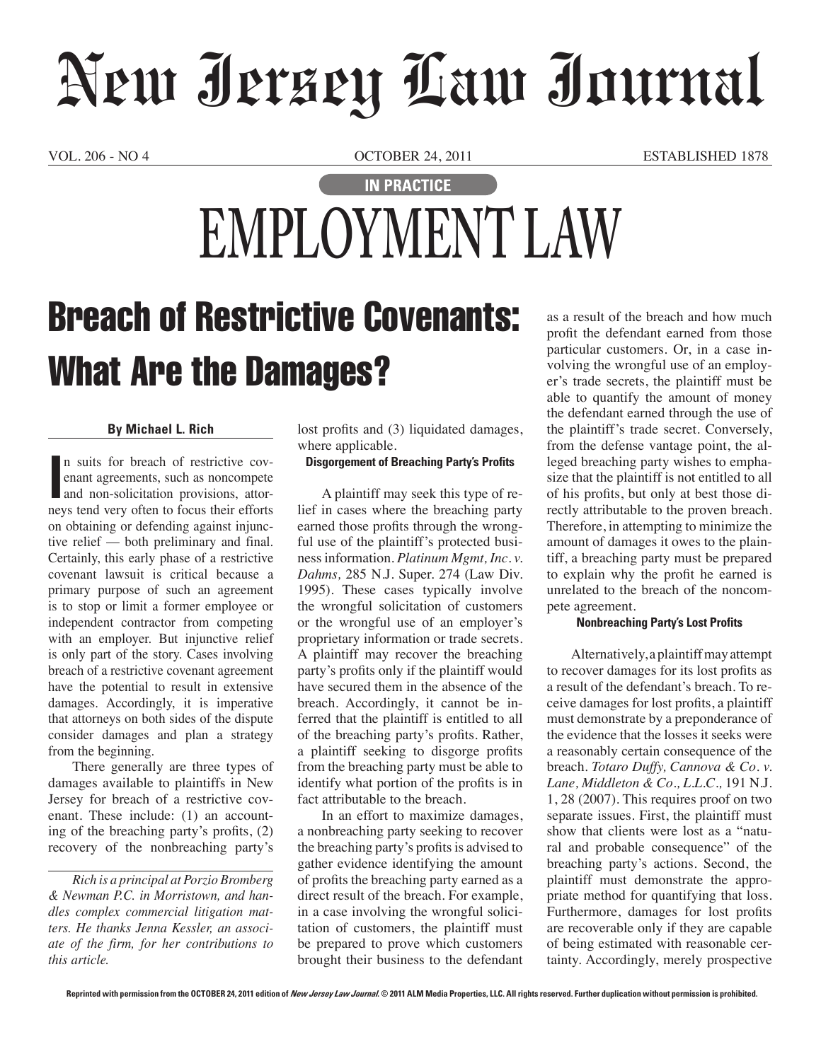# New Jersey Law Journal

VOL. 206 - NO 4 OCTOBER 24, 2011 ESTABLISHED 1878

IN PRACTICE

# EMPLOYMENT LAW

## Breach of Restrictive Covenants: What Are the Damages?

**By Michael L. Rich**

In suits for breach of restrictive covenant agreements, such as noncompete and non-solicitation provisions, attorneys tend very often to focus their efforts on obtaining or defending against injunctive relief — both preliminary and final. Certainly, this early phase of a restrictive covenant lawsuit is critical because a primary purpose of such an agreement is to stop or limit a former employee or independent contractor from competing with an employer. But injunctive relief is only part of the story. Cases involving breach of a restrictive covenant agreement have the potential to result in extensive damages. Accordingly, it is imperative that attorneys on both sides of the dispute consider damages and plan a strategy from the beginning.

There generally are three types of damages available to plaintiffs in New Jersey for breach of a restrictive covenant. These include: (1) an accounting of the breaching party's profits, (2) recovery of the nonbreaching party's lost profits and (3) liquidated damages, where applicable.

*Rich is a principal at Porzio Bromberg & Newman P.C. in Morristown, and handles complex commercial litigation matters. He thanks Jenna Kessler, an associate of the firm, for her contributions to this article.*

### Disgorgement of Breaching Party's Profits

A plaintiff may seek this type of relief in cases where the breaching party earned those profits through the wrongful use of the plaintiff's protected business information. *Platinum Mgmt, Inc. v. Dahms,* 285 N.J. Super. 274 (Law Div. 1995). These cases typically involve the wrongful solicitation of customers or the wrongful use of an employer's proprietary information or trade secrets. A plaintiff may recover the breaching party's profits only if the plaintiff would have secured them in the absence of the breach. Accordingly, it cannot be inferred that the plaintiff is entitled to all of the breaching party's profits. Rather, a plaintiff seeking to disgorge profits from the breaching party must be able to identify what portion of the profits is in fact attributable to the breach.

In an effort to maximize damages, a nonbreaching party seeking to recover the breaching party's profits is advised to gather evidence identifying the amount of profits the breaching party earned as a direct result of the breach. For example, in a case involving the wrongful solicitation of customers, the plaintiff must be prepared to prove which customers brought their business to the defendant as a result of the breach and how much profit the defendant earned from those particular customers. Or, in a case involving the wrongful use of an employer's trade secrets, the plaintiff must be able to quantify the amount of money the defendant earned through the use of the plaintiff's trade secret. Conversely, from the defense vantage point, the alleged breaching party wishes to emphasize that the plaintiff is not entitled to all of his profits, but only at best those directly attributable to the proven breach. Therefore, in attempting to minimize the amount of damages it owes to the plaintiff, a breaching party must be prepared to explain why the profit he earned is unrelated to the breach of the noncompete agreement.

### Nonbreaching Party's Lost Profits

Alternatively, a plaintiff may attempt to recover damages for its lost profits as a result of the defendant's breach. To receive damages for lost profits, a plaintiff must demonstrate by a preponderance of the evidence that the losses it seeks were a reasonably certain consequence of the breach. *Totaro Duffy, Cannova & Co. v. Lane, Middleton & Co., L.L.C.,* 191 N.J. 1, 28 (2007). This requires proof on two separate issues. First, the plaintiff must show that clients were lost as a "natural and probable consequence" of the breaching party's actions. Second, the plaintiff must demonstrate the appropriate method for quantifying that loss. Furthermore, damages for lost profits are recoverable only if they are capable of being estimated with reasonable certainty. Accordingly, merely prospective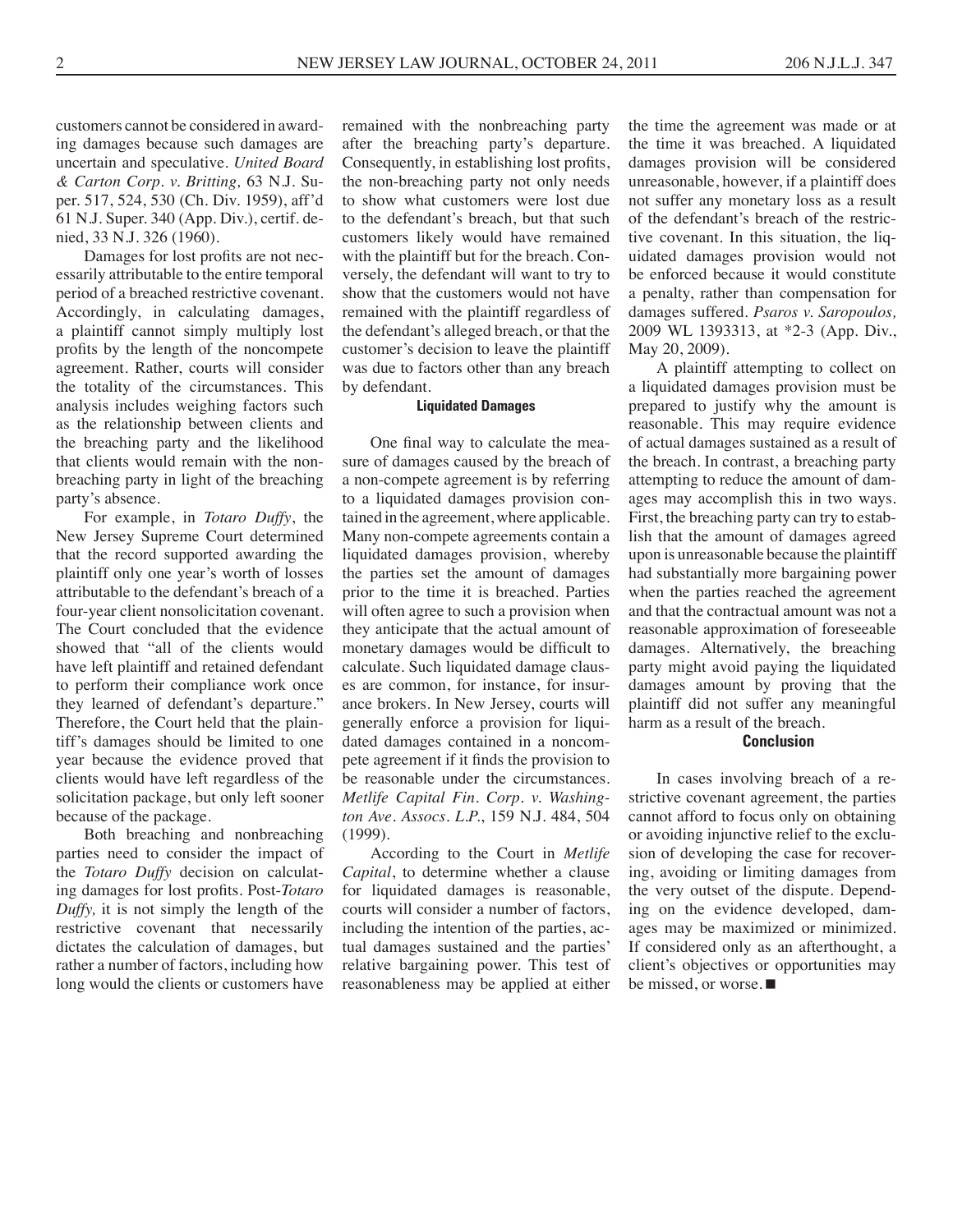customers cannot be considered in awarding damages because such damages are uncertain and speculative. *United Board & Carton Corp. v. Britting,* 63 N.J. Super. 517, 524, 530 (Ch. Div. 1959), aff'd 61 N.J. Super. 340 (App. Div.), certif. denied, 33 N.J. 326 (1960).

Damages for lost profits are not necessarily attributable to the entire temporal period of a breached restrictive covenant. Accordingly, in calculating damages, a plaintiff cannot simply multiply lost profits by the length of the noncompete agreement. Rather, courts will consider the totality of the circumstances. This analysis includes weighing factors such as the relationship between clients and the breaching party and the likelihood that clients would remain with the nonbreaching party in light of the breaching party's absence.

For example, in *Totaro Duffy*, the New Jersey Supreme Court determined that the record supported awarding the plaintiff only one year's worth of losses attributable to the defendant's breach of a four-year client nonsolicitation covenant. The Court concluded that the evidence showed that "all of the clients would have left plaintiff and retained defendant to perform their compliance work once they learned of defendant's departure." Therefore, the Court held that the plaintiff's damages should be limited to one year because the evidence proved that clients would have left regardless of the solicitation package, but only left sooner because of the package.

Both breaching and nonbreaching parties need to consider the impact of the *Totaro Duffy* decision on calculating damages for lost profits. Post-*Totaro Duffy,* it is not simply the length of the restrictive covenant that necessarily dictates the calculation of damages, but rather a number of factors, including how long would the clients or customers have remained with the nonbreaching party after the breaching party's departure. Consequently, in establishing lost profits, the non-breaching party not only needs to show what customers were lost due to the defendant's breach, but that such customers likely would have remained with the plaintiff but for the breach. Conversely, the defendant will want to try to show that the customers would not have remained with the plaintiff regardless of the defendant's alleged breach, or that the customer's decision to leave the plaintiff was due to factors other than any breach by defendant.

**Liquidated Damages**

One final way to calculate the measure of damages caused by the breach of a non-compete agreement is by referring to a liquidated damages provision contained in the agreement, where applicable. Many non-compete agreements contain a liquidated damages provision, whereby the parties set the amount of damages prior to the time it is breached. Parties will often agree to such a provision when they anticipate that the actual amount of monetary damages would be difficult to calculate. Such liquidated damage clauses are common, for instance, for insurance brokers. In New Jersey, courts will generally enforce a provision for liquidated damages contained in a noncompete agreement if it finds the provision to be reasonable under the circumstances. *Metlife Capital Fin. Corp. v. Washington Ave. Assocs. L.P.*, 159 N.J. 484, 504 (1999).

According to the Court in *Metlife Capital*, to determine whether a clause for liquidated damages is reasonable, courts will consider a number of factors, including the intention of the parties, actual damages sustained and the parties' relative bargaining power. This test of reasonableness may be applied at either the time the agreement was made or at the time it was breached. A liquidated damages provision will be considered unreasonable, however, if a plaintiff does not suffer any monetary loss as a result of the defendant's breach of the restrictive covenant. In this situation, the liquidated damages provision would not be enforced because it would constitute a penalty, rather than compensation for damages suffered. *Psaros v. Saropoulos,* 2009 WL 1393313, at *2-3 (App. Div., May 20, 2009).

A plaintiff attempting to collect on a liquidated damages provision must be prepared to justify why the amount is reasonable. This may require evidence of actual damages sustained as a result of the breach. In contrast, a breaching party attempting to reduce the amount of damages may accomplish this in two ways. First, the breaching party can try to establish that the amount of damages agreed upon is unreasonable because the plaintiff had substantially more bargaining power when the parties reached the agreement and that the contractual amount was not a reasonable approximation of foreseeable damages. Alternatively, the breaching party might avoid paying the liquidated damages amount by proving that the plaintiff did not suffer any meaningful harm as a result of the breach.

**Conclusion**

In cases involving breach of a restrictive covenant agreement, the parties cannot afford to focus only on obtaining or avoiding injunctive relief to the exclusion of developing the case for recovering, avoiding or limiting damages from the very outset of the dispute. Depending on the evidence developed, damages may be maximized or minimized. If considered only as an afterthought, a client's objectives or opportunities may be missed, or worse. ■